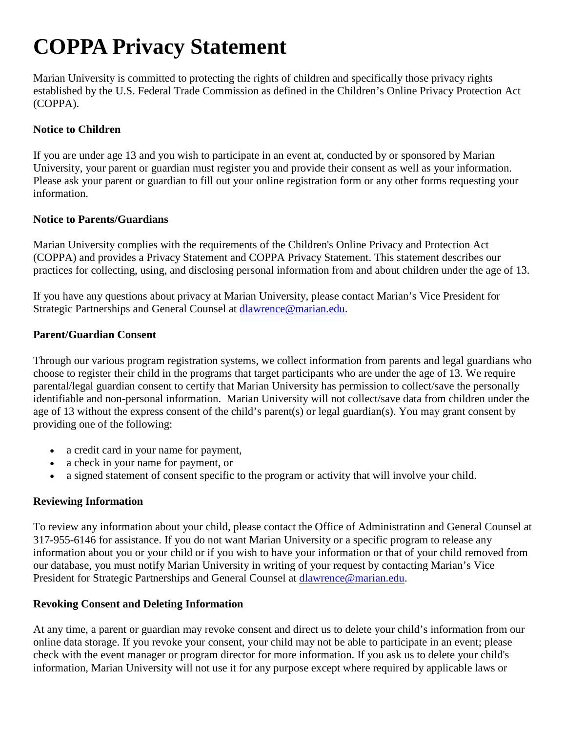# COPPA Privacy Statement

Marian University is committed to protecting the rights of children and specifically those privacy rights established by the U.S. Federal Trade Commission as defined in the Children's Online Privacy Protection Act (COPPA).

**Notice to Children**

If you are under age 13 and you wish to participate in an event at, conducted by or sponsored by Marian University, your parent or guardian must register you and provide their consent as well as your information. Please ask your parent or guardian to fill out your online registration form or any other forms requesting your information.

**Notice to Parents/Guardians**

Marian University complies with the requirements of the Children's Online Privacy and Protection Act (COPPA) and provides a Privacy Statement and COPPA Privacy Statement. This statement describes our practices for collecting, using, and disclosing personal information from and about children under the age of 13.

If you have any questions about privacy at Marian University, please contact Marian's Vice President for Strategic Partnerships and General Counsel at dlawrence@marian.edu.

**Parent/Guardian Consent**

Through our various program registration systems, we collect information from parents and legal guardians who choose to register their child in the programs that target participants who are under the age of 13. We require parental/legal guardian consent to certify that Marian University has permission to collect/save the personally identifiable and non-personal information. Marian University will not collect/save data from children under the age of 13 without the express consent of the child's parent(s) or legal guardian(s). You may grant consent by providing one of the following:

- a credit card in your name for payment,
- a check in your name for payment, or
- a signed statement of consent specific to the program or activity that will involve your child.

**Reviewing Information**

To review any information about your child, please contact the Office of Administration and General Counsel at 317-955-6146 for assistance. If you do not want Marian University or a specific program to release any information about you or your child or if you wish to have your information or that of your child removed from our database, you must notify Marian University in writing of your request by contacting Marian's Vice President for Strategic Partnerships and General Counsel at dlawrence@marian.edu.

**Revoking Consent and Deleting Information**

At any time, a parent or guardian may revoke consent and direct us to delete your child's information from our online data storage. If you revoke your consent, your child may not be able to participate in an event; please check with the event manager or program director for more information. If you ask us to delete your child's information, Marian University will not use it for any purpose except where required by applicable laws or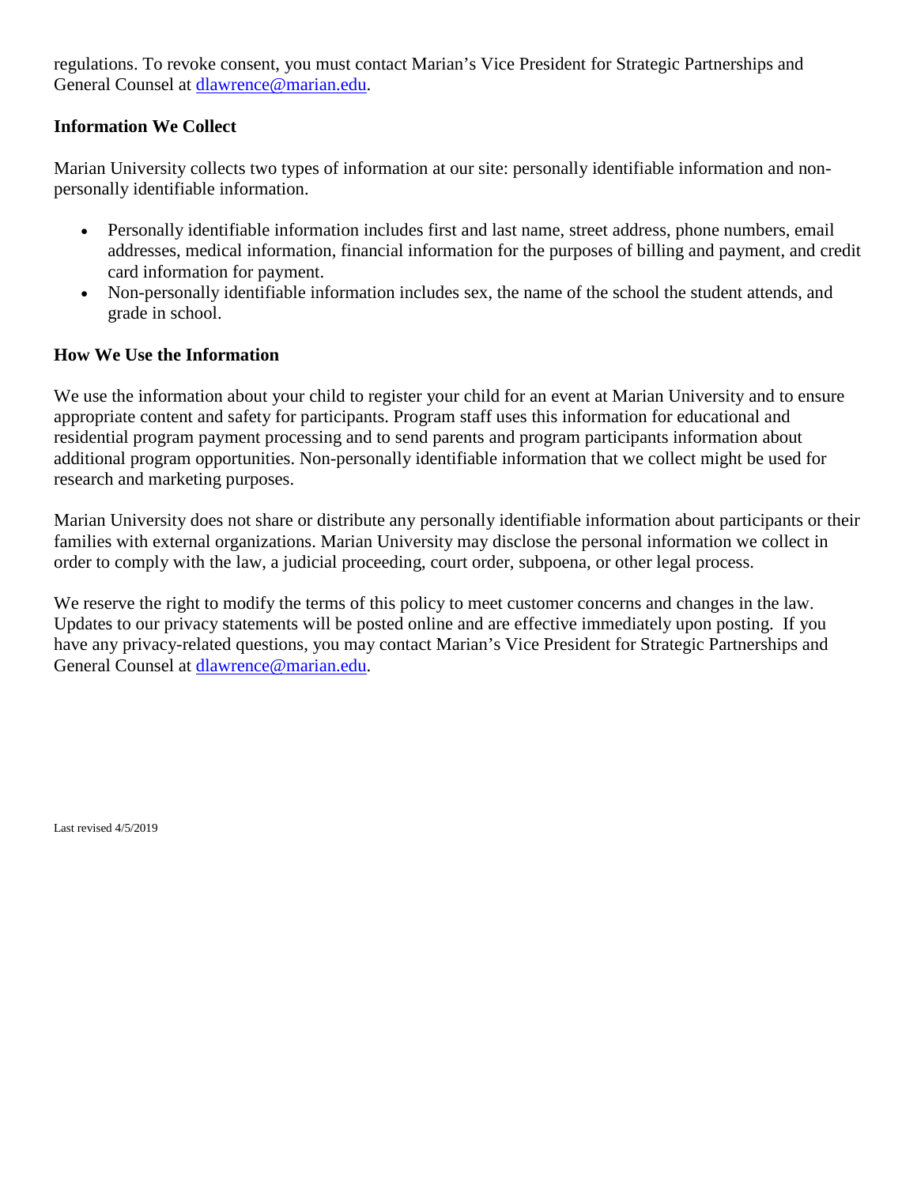regulations. To revoke consent, you must contact Marian's Vice President for Strategic Partnerships and General Counsel at dlawrence@marian.edu.

**Information We Collect**

Marian University collects two types of information at our site: personally identifiable information and non-personally identifiable information.

- Personally identifiable information includes first and last name, street address, phone numbers, email addresses, medical information, financial information for the purposes of billing and payment, and credit card information for payment.
- Non-personally identifiable information includes sex, the name of the school the student attends, and grade in school.

**How We Use the Information**

We use the information about your child to register your child for an event at Marian University and to ensure appropriate content and safety for participants. Program staff uses this information for educational and residential program payment processing and to send parents and program participants information about additional program opportunities. Non-personally identifiable information that we collect might be used for research and marketing purposes.

Marian University does not share or distribute any personally identifiable information about participants or their families with external organizations. Marian University may disclose the personal information we collect in order to comply with the law, a judicial proceeding, court order, subpoena, or other legal process.

We reserve the right to modify the terms of this policy to meet customer concerns and changes in the law. Updates to our privacy statements will be posted online and are effective immediately upon posting. If you have any privacy-related questions, you may contact Marian's Vice President for Strategic Partnerships and General Counsel at dlawrence@marian.edu.

Last revised 4/5/2019